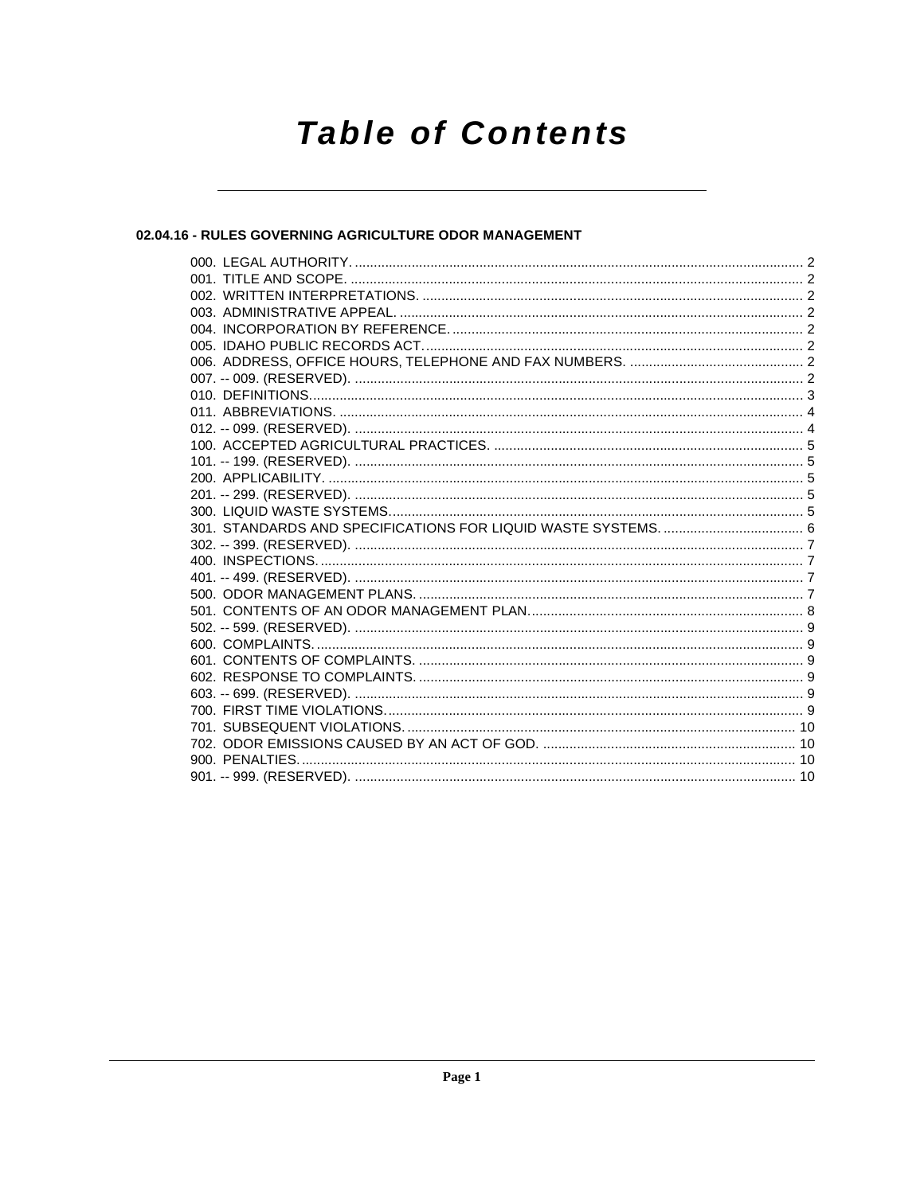# Table of Contents

## 02.04.16 - RULES GOVERNING AGRICULTURE ODOR MANAGEMENT

000. LEGAL AUTHORITY. ....... 2
001. TITLE AND SCOPE. ....... 2
002. WRITTEN INTERPRETATIONS. ....... 2
003. ADMINISTRATIVE APPEAL. ....... 2
004. INCORPORATION BY REFERENCE. ....... 2
005. IDAHO PUBLIC RECORDS ACT. ....... 2
006. ADDRESS, OFFICE HOURS, TELEPHONE AND FAX NUMBERS. ....... 2
007. -- 009. (RESERVED). ....... 2
010. DEFINITIONS. ....... 3
011. ABBREVIATIONS. ....... 4
012. -- 099. (RESERVED). ....... 4
100. ACCEPTED AGRICULTURAL PRACTICES. ....... 5
101. -- 199. (RESERVED). ....... 5
200. APPLICABILITY. ....... 5
201. -- 299. (RESERVED). ....... 5
300. LIQUID WASTE SYSTEMS. ....... 5
301. STANDARDS AND SPECIFICATIONS FOR LIQUID WASTE SYSTEMS. ....... 6
302. -- 399. (RESERVED). ....... 7
400. INSPECTIONS. ....... 7
401. -- 499. (RESERVED). ....... 7
500. ODOR MANAGEMENT PLANS. ....... 7
501. CONTENTS OF AN ODOR MANAGEMENT PLAN. ....... 8
502. -- 599. (RESERVED). ....... 9
600. COMPLAINTS. ....... 9
601. CONTENTS OF COMPLAINTS. ....... 9
602. RESPONSE TO COMPLAINTS. ....... 9
603. -- 699. (RESERVED). ....... 9
700. FIRST TIME VIOLATIONS. ....... 9
701. SUBSEQUENT VIOLATIONS. ....... 10
702. ODOR EMISSIONS CAUSED BY AN ACT OF GOD. ....... 10
900. PENALTIES. ....... 10
901. -- 999. (RESERVED). ....... 10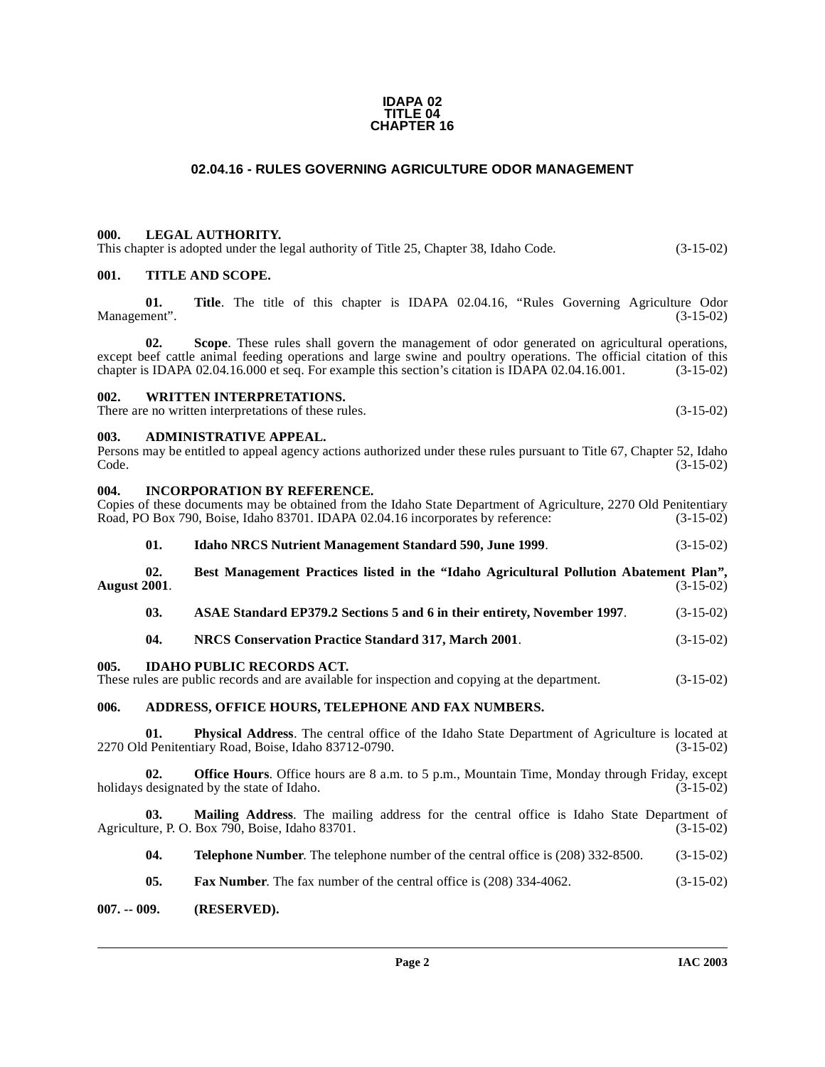**IDAPA 02**
**TITLE 04**
**CHAPTER 16**

## 02.04.16 - RULES GOVERNING AGRICULTURE ODOR MANAGEMENT

**000. LEGAL AUTHORITY.**
This chapter is adopted under the legal authority of Title 25, Chapter 38, Idaho Code. (3-15-02)

**001. TITLE AND SCOPE.**

**01. Title**. The title of this chapter is IDAPA 02.04.16, "Rules Governing Agriculture Odor Management". (3-15-02)

**02. Scope**. These rules shall govern the management of odor generated on agricultural operations, except beef cattle animal feeding operations and large swine and poultry operations. The official citation of this chapter is IDAPA 02.04.16.000 et seq. For example this section's citation is IDAPA 02.04.16.001. (3-15-02)

**002. WRITTEN INTERPRETATIONS.**
There are no written interpretations of these rules. (3-15-02)

**003. ADMINISTRATIVE APPEAL.**
Persons may be entitled to appeal agency actions authorized under these rules pursuant to Title 67, Chapter 52, Idaho Code. (3-15-02)

**004. INCORPORATION BY REFERENCE.**
Copies of these documents may be obtained from the Idaho State Department of Agriculture, 2270 Old Penitentiary Road, PO Box 790, Boise, Idaho 83701. IDAPA 02.04.16 incorporates by reference: (3-15-02)

**01. Idaho NRCS Nutrient Management Standard 590, June 1999**. (3-15-02)

**02. Best Management Practices listed in the "Idaho Agricultural Pollution Abatement Plan", August 2001**. (3-15-02)

**03. ASAE Standard EP379.2 Sections 5 and 6 in their entirety, November 1997**. (3-15-02)

**04. NRCS Conservation Practice Standard 317, March 2001**. (3-15-02)

**005. IDAHO PUBLIC RECORDS ACT.**
These rules are public records and are available for inspection and copying at the department. (3-15-02)

**006. ADDRESS, OFFICE HOURS, TELEPHONE AND FAX NUMBERS.**

**01. Physical Address**. The central office of the Idaho State Department of Agriculture is located at 2270 Old Penitentiary Road, Boise, Idaho 83712-0790. (3-15-02)

**02. Office Hours**. Office hours are 8 a.m. to 5 p.m., Mountain Time, Monday through Friday, except holidays designated by the state of Idaho. (3-15-02)

**03. Mailing Address**. The mailing address for the central office is Idaho State Department of Agriculture, P. O. Box 790, Boise, Idaho 83701. (3-15-02)

**04. Telephone Number**. The telephone number of the central office is (208) 332-8500. (3-15-02)

**05. Fax Number**. The fax number of the central office is (208) 334-4062. (3-15-02)

**007. -- 009. (RESERVED).**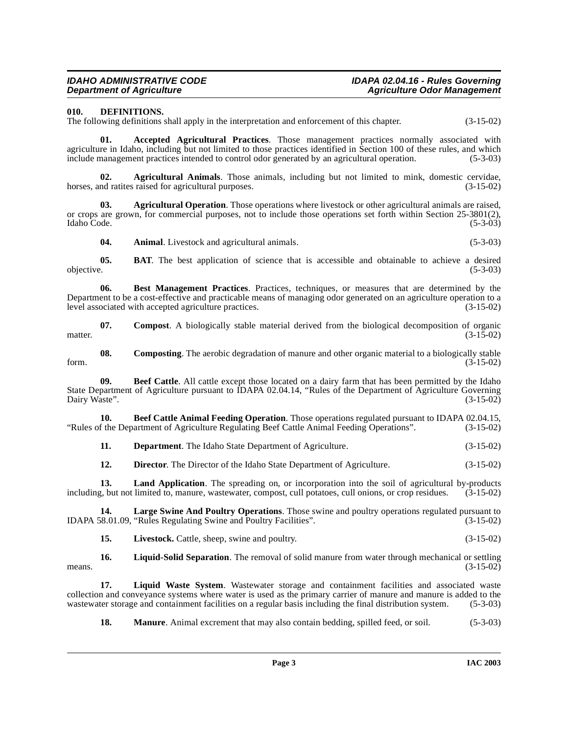**010. DEFINITIONS.**

The following definitions shall apply in the interpretation and enforcement of this chapter. (3-15-02)

**01. Accepted Agricultural Practices**. Those management practices normally associated with agriculture in Idaho, including but not limited to those practices identified in Section 100 of these rules, and which include management practices intended to control odor generated by an agricultural operation. (5-3-03)

**02. Agricultural Animals**. Those animals, including but not limited to mink, domestic cervidae, horses, and ratites raised for agricultural purposes. (3-15-02)

**03. Agricultural Operation**. Those operations where livestock or other agricultural animals are raised, or crops are grown, for commercial purposes, not to include those operations set forth within Section 25-3801(2), Idaho Code. (5-3-03)

**04. Animal**. Livestock and agricultural animals. (5-3-03)

**05. BAT**. The best application of science that is accessible and obtainable to achieve a desired objective. (5-3-03)

**06. Best Management Practices**. Practices, techniques, or measures that are determined by the Department to be a cost-effective and practicable means of managing odor generated on an agriculture operation to a level associated with accepted agriculture practices. (3-15-02)

**07. Compost**. A biologically stable material derived from the biological decomposition of organic matter. (3-15-02)

**08. Composting**. The aerobic degradation of manure and other organic material to a biologically stable form. (3-15-02)

**09. Beef Cattle**. All cattle except those located on a dairy farm that has been permitted by the Idaho State Department of Agriculture pursuant to IDAPA 02.04.14, "Rules of the Department of Agriculture Governing Dairy Waste". (3-15-02)

**10. Beef Cattle Animal Feeding Operation**. Those operations regulated pursuant to IDAPA 02.04.15, "Rules of the Department of Agriculture Regulating Beef Cattle Animal Feeding Operations". (3-15-02)

**11. Department**. The Idaho State Department of Agriculture. (3-15-02)

**12. Director**. The Director of the Idaho State Department of Agriculture. (3-15-02)

**13. Land Application**. The spreading on, or incorporation into the soil of agricultural by-products including, but not limited to, manure, wastewater, compost, cull potatoes, cull onions, or crop residues. (3-15-02)

**14. Large Swine And Poultry Operations**. Those swine and poultry operations regulated pursuant to IDAPA 58.01.09, "Rules Regulating Swine and Poultry Facilities". (3-15-02)

**15. Livestock.** Cattle, sheep, swine and poultry. (3-15-02)

**16. Liquid-Solid Separation**. The removal of solid manure from water through mechanical or settling means. (3-15-02)

**17. Liquid Waste System**. Wastewater storage and containment facilities and associated waste collection and conveyance systems where water is used as the primary carrier of manure and manure is added to the wastewater storage and containment facilities on a regular basis including the final distribution system. (5-3-03)

**18. Manure**. Animal excrement that may also contain bedding, spilled feed, or soil. (5-3-03)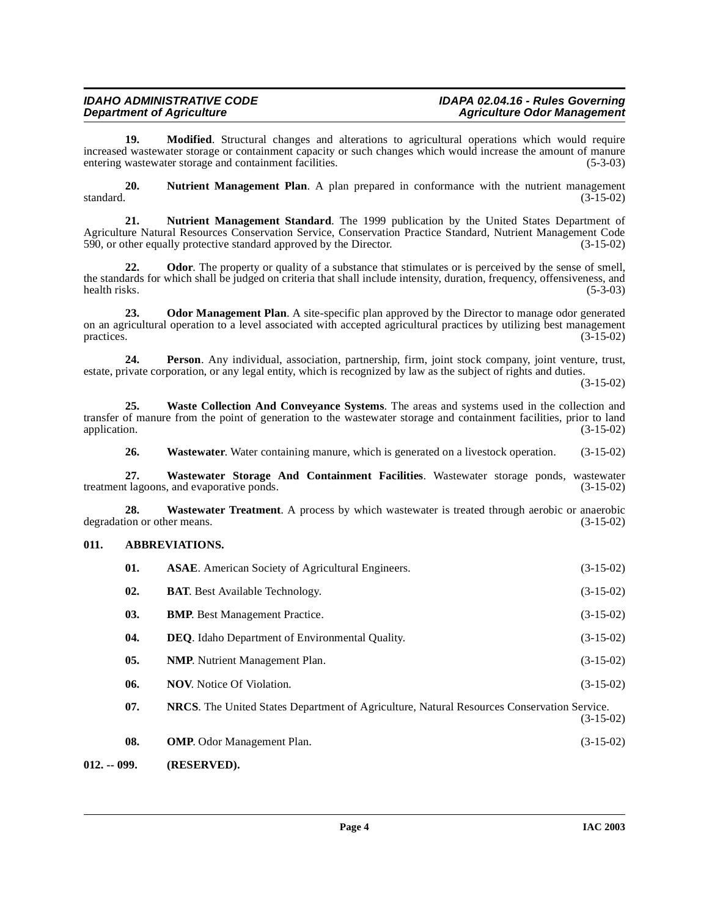**19. Modified**. Structural changes and alterations to agricultural operations which would require increased wastewater storage or containment capacity or such changes which would increase the amount of manure entering wastewater storage and containment facilities. (5-3-03)

**20. Nutrient Management Plan**. A plan prepared in conformance with the nutrient management standard. (3-15-02)

**21. Nutrient Management Standard**. The 1999 publication by the United States Department of Agriculture Natural Resources Conservation Service, Conservation Practice Standard, Nutrient Management Code 590, or other equally protective standard approved by the Director. (3-15-02)

**22. Odor**. The property or quality of a substance that stimulates or is perceived by the sense of smell, the standards for which shall be judged on criteria that shall include intensity, duration, frequency, offensiveness, and health risks. (5-3-03)

**23. Odor Management Plan**. A site-specific plan approved by the Director to manage odor generated on an agricultural operation to a level associated with accepted agricultural practices by utilizing best management practices. (3-15-02)

**24. Person**. Any individual, association, partnership, firm, joint stock company, joint venture, trust, estate, private corporation, or any legal entity, which is recognized by law as the subject of rights and duties. (3-15-02)

**25. Waste Collection And Conveyance Systems**. The areas and systems used in the collection and transfer of manure from the point of generation to the wastewater storage and containment facilities, prior to land application. (3-15-02)

**26. Wastewater**. Water containing manure, which is generated on a livestock operation. (3-15-02)

**27. Wastewater Storage And Containment Facilities**. Wastewater storage ponds, wastewater treatment lagoons, and evaporative ponds. (3-15-02)

**28. Wastewater Treatment**. A process by which wastewater is treated through aerobic or anaerobic degradation or other means. (3-15-02)

## 011. ABBREVIATIONS.

**01. ASAE**. American Society of Agricultural Engineers. (3-15-02)

**02. BAT**. Best Available Technology. (3-15-02)

**03. BMP**. Best Management Practice. (3-15-02)

**04. DEQ**. Idaho Department of Environmental Quality. (3-15-02)

**05. NMP**. Nutrient Management Plan. (3-15-02)

**06. NOV**. Notice Of Violation. (3-15-02)

**07. NRCS**. The United States Department of Agriculture, Natural Resources Conservation Service. (3-15-02)

**08. OMP**. Odor Management Plan. (3-15-02)

## 012. -- 099. (RESERVED).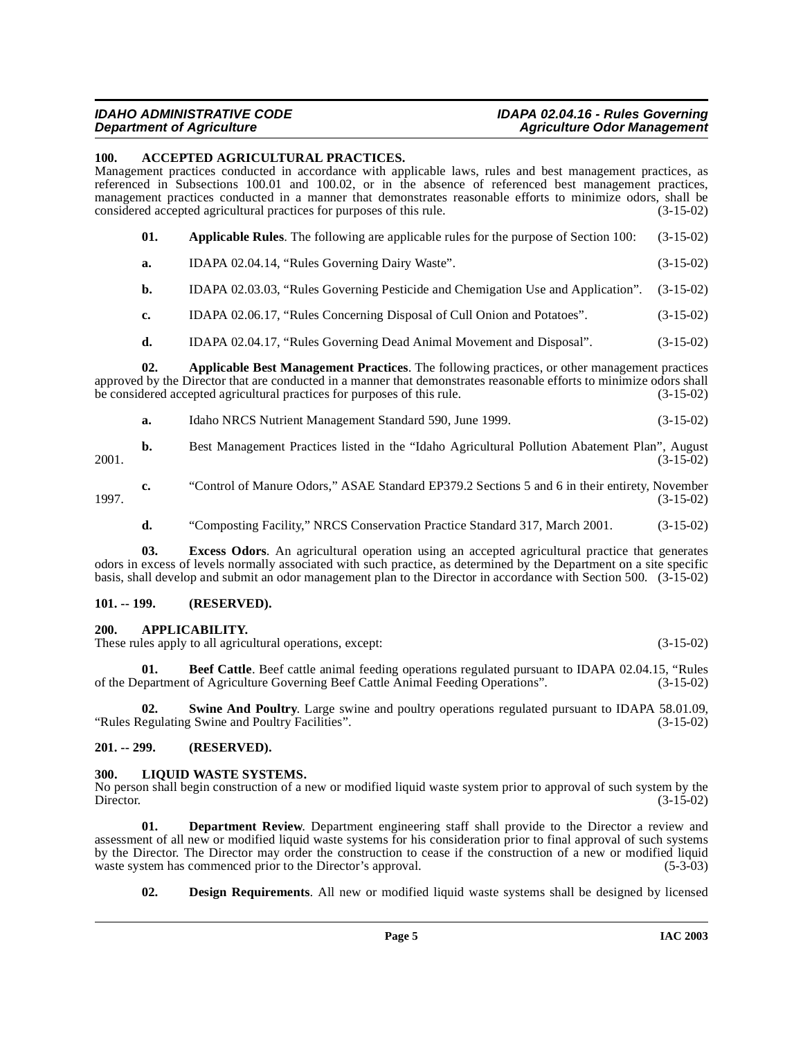## 100. ACCEPTED AGRICULTURAL PRACTICES.

Management practices conducted in accordance with applicable laws, rules and best management practices, as referenced in Subsections 100.01 and 100.02, or in the absence of referenced best management practices, management practices conducted in a manner that demonstrates reasonable efforts to minimize odors, shall be considered accepted agricultural practices for purposes of this rule. (3-15-02)

**01. Applicable Rules**. The following are applicable rules for the purpose of Section 100: (3-15-02)

**a.** IDAPA 02.04.14, "Rules Governing Dairy Waste". (3-15-02)

**b.** IDAPA 02.03.03, "Rules Governing Pesticide and Chemigation Use and Application". (3-15-02)

**c.** IDAPA 02.06.17, "Rules Concerning Disposal of Cull Onion and Potatoes". (3-15-02)

**d.** IDAPA 02.04.17, "Rules Governing Dead Animal Movement and Disposal". (3-15-02)

**02. Applicable Best Management Practices**. The following practices, or other management practices approved by the Director that are conducted in a manner that demonstrates reasonable efforts to minimize odors shall be considered accepted agricultural practices for purposes of this rule. (3-15-02)

**a.** Idaho NRCS Nutrient Management Standard 590, June 1999. (3-15-02)

**b.** Best Management Practices listed in the "Idaho Agricultural Pollution Abatement Plan", August 2001. (3-15-02)

**c.** "Control of Manure Odors," ASAE Standard EP379.2 Sections 5 and 6 in their entirety, November 1997. (3-15-02)

**d.** "Composting Facility," NRCS Conservation Practice Standard 317, March 2001. (3-15-02)

**03. Excess Odors**. An agricultural operation using an accepted agricultural practice that generates odors in excess of levels normally associated with such practice, as determined by the Department on a site specific basis, shall develop and submit an odor management plan to the Director in accordance with Section 500. (3-15-02)

## 101. -- 199. (RESERVED).

## 200. APPLICABILITY.

These rules apply to all agricultural operations, except: (3-15-02)

**01. Beef Cattle**. Beef cattle animal feeding operations regulated pursuant to IDAPA 02.04.15, "Rules of the Department of Agriculture Governing Beef Cattle Animal Feeding Operations". (3-15-02)

**02. Swine And Poultry**. Large swine and poultry operations regulated pursuant to IDAPA 58.01.09, "Rules Regulating Swine and Poultry Facilities". (3-15-02)

## 201. -- 299. (RESERVED).

## 300. LIQUID WASTE SYSTEMS.

No person shall begin construction of a new or modified liquid waste system prior to approval of such system by the Director. (3-15-02)

**01. Department Review**. Department engineering staff shall provide to the Director a review and assessment of all new or modified liquid waste systems for his consideration prior to final approval of such systems by the Director. The Director may order the construction to cease if the construction of a new or modified liquid waste system has commenced prior to the Director's approval. (5-3-03)

**02. Design Requirements**. All new or modified liquid waste systems shall be designed by licensed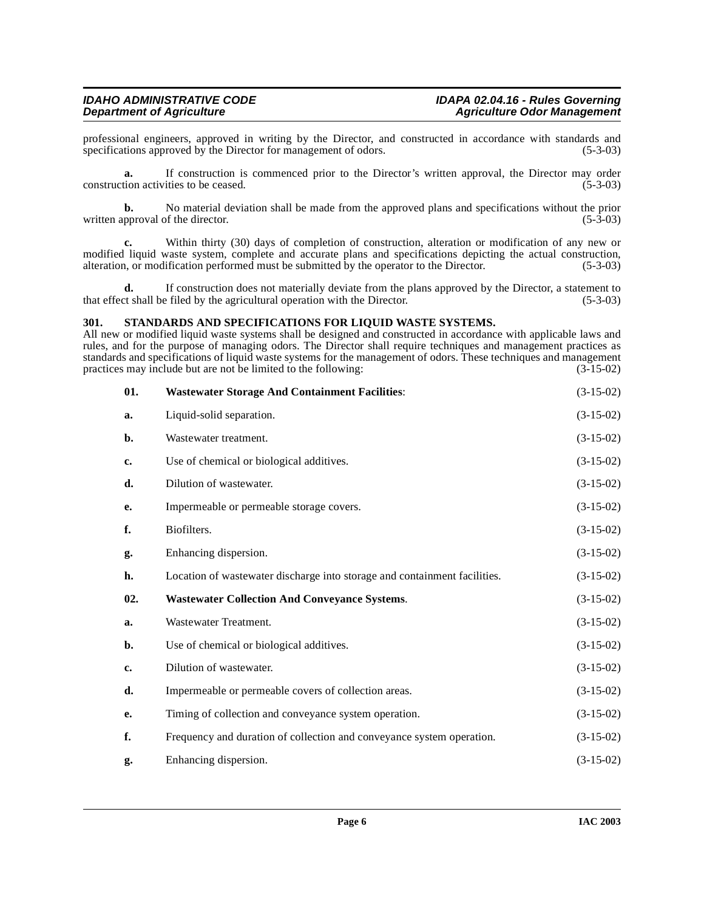professional engineers, approved in writing by the Director, and constructed in accordance with standards and specifications approved by the Director for management of odors. (5-3-03)

**a.** If construction is commenced prior to the Director's written approval, the Director may order construction activities to be ceased. (5-3-03)

**b.** No material deviation shall be made from the approved plans and specifications without the prior written approval of the director. (5-3-03)

**c.** Within thirty (30) days of completion of construction, alteration or modification of any new or modified liquid waste system, complete and accurate plans and specifications depicting the actual construction, alteration, or modification performed must be submitted by the operator to the Director. (5-3-03)

**d.** If construction does not materially deviate from the plans approved by the Director, a statement to that effect shall be filed by the agricultural operation with the Director. (5-3-03)

**301. STANDARDS AND SPECIFICATIONS FOR LIQUID WASTE SYSTEMS.**

All new or modified liquid waste systems shall be designed and constructed in accordance with applicable laws and rules, and for the purpose of managing odors. The Director shall require techniques and management practices as standards and specifications of liquid waste systems for the management of odors. These techniques and management practices may include but are not be limited to the following: (3-15-02)

**01. Wastewater Storage And Containment Facilities**: (3-15-02)

**a.** Liquid-solid separation. (3-15-02)

**b.** Wastewater treatment. (3-15-02)

**c.** Use of chemical or biological additives. (3-15-02)

**d.** Dilution of wastewater. (3-15-02)

**e.** Impermeable or permeable storage covers. (3-15-02)

**f.** Biofilters. (3-15-02)

**g.** Enhancing dispersion. (3-15-02)

**h.** Location of wastewater discharge into storage and containment facilities. (3-15-02)

**02. Wastewater Collection And Conveyance Systems**. (3-15-02)

**a.** Wastewater Treatment. (3-15-02)

**b.** Use of chemical or biological additives. (3-15-02)

**c.** Dilution of wastewater. (3-15-02)

**d.** Impermeable or permeable covers of collection areas. (3-15-02)

**e.** Timing of collection and conveyance system operation. (3-15-02)

**f.** Frequency and duration of collection and conveyance system operation. (3-15-02)

**g.** Enhancing dispersion. (3-15-02)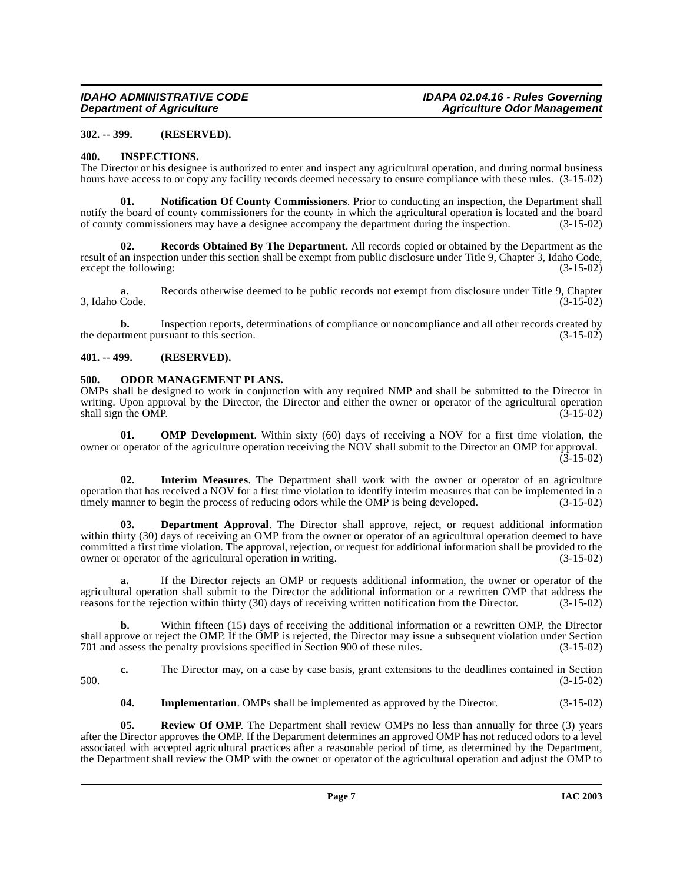**302. -- 399. (RESERVED).**

## 400. INSPECTIONS.

The Director or his designee is authorized to enter and inspect any agricultural operation, and during normal business hours have access to or copy any facility records deemed necessary to ensure compliance with these rules. (3-15-02)

**01. Notification Of County Commissioners**. Prior to conducting an inspection, the Department shall notify the board of county commissioners for the county in which the agricultural operation is located and the board of county commissioners may have a designee accompany the department during the inspection. (3-15-02)

**02. Records Obtained By The Department**. All records copied or obtained by the Department as the result of an inspection under this section shall be exempt from public disclosure under Title 9, Chapter 3, Idaho Code, except the following: (3-15-02)

**a.** Records otherwise deemed to be public records not exempt from disclosure under Title 9, Chapter 3, Idaho Code. (3-15-02)

**b.** Inspection reports, determinations of compliance or noncompliance and all other records created by the department pursuant to this section. (3-15-02)

**401. -- 499. (RESERVED).**

## 500. ODOR MANAGEMENT PLANS.

OMPs shall be designed to work in conjunction with any required NMP and shall be submitted to the Director in writing. Upon approval by the Director, the Director and either the owner or operator of the agricultural operation shall sign the OMP. (3-15-02)

**01. OMP Development**. Within sixty (60) days of receiving a NOV for a first time violation, the owner or operator of the agriculture operation receiving the NOV shall submit to the Director an OMP for approval. (3-15-02)

**02. Interim Measures**. The Department shall work with the owner or operator of an agriculture operation that has received a NOV for a first time violation to identify interim measures that can be implemented in a timely manner to begin the process of reducing odors while the OMP is being developed. (3-15-02)

**03. Department Approval**. The Director shall approve, reject, or request additional information within thirty (30) days of receiving an OMP from the owner or operator of an agricultural operation deemed to have committed a first time violation. The approval, rejection, or request for additional information shall be provided to the owner or operator of the agricultural operation in writing. (3-15-02)

**a.** If the Director rejects an OMP or requests additional information, the owner or operator of the agricultural operation shall submit to the Director the additional information or a rewritten OMP that address the reasons for the rejection within thirty (30) days of receiving written notification from the Director. (3-15-02)

**b.** Within fifteen (15) days of receiving the additional information or a rewritten OMP, the Director shall approve or reject the OMP. If the OMP is rejected, the Director may issue a subsequent violation under Section 701 and assess the penalty provisions specified in Section 900 of these rules. (3-15-02)

**c.** The Director may, on a case by case basis, grant extensions to the deadlines contained in Section 500. (3-15-02)

**04. Implementation**. OMPs shall be implemented as approved by the Director. (3-15-02)

**05. Review Of OMP**. The Department shall review OMPs no less than annually for three (3) years after the Director approves the OMP. If the Department determines an approved OMP has not reduced odors to a level associated with accepted agricultural practices after a reasonable period of time, as determined by the Department, the Department shall review the OMP with the owner or operator of the agricultural operation and adjust the OMP to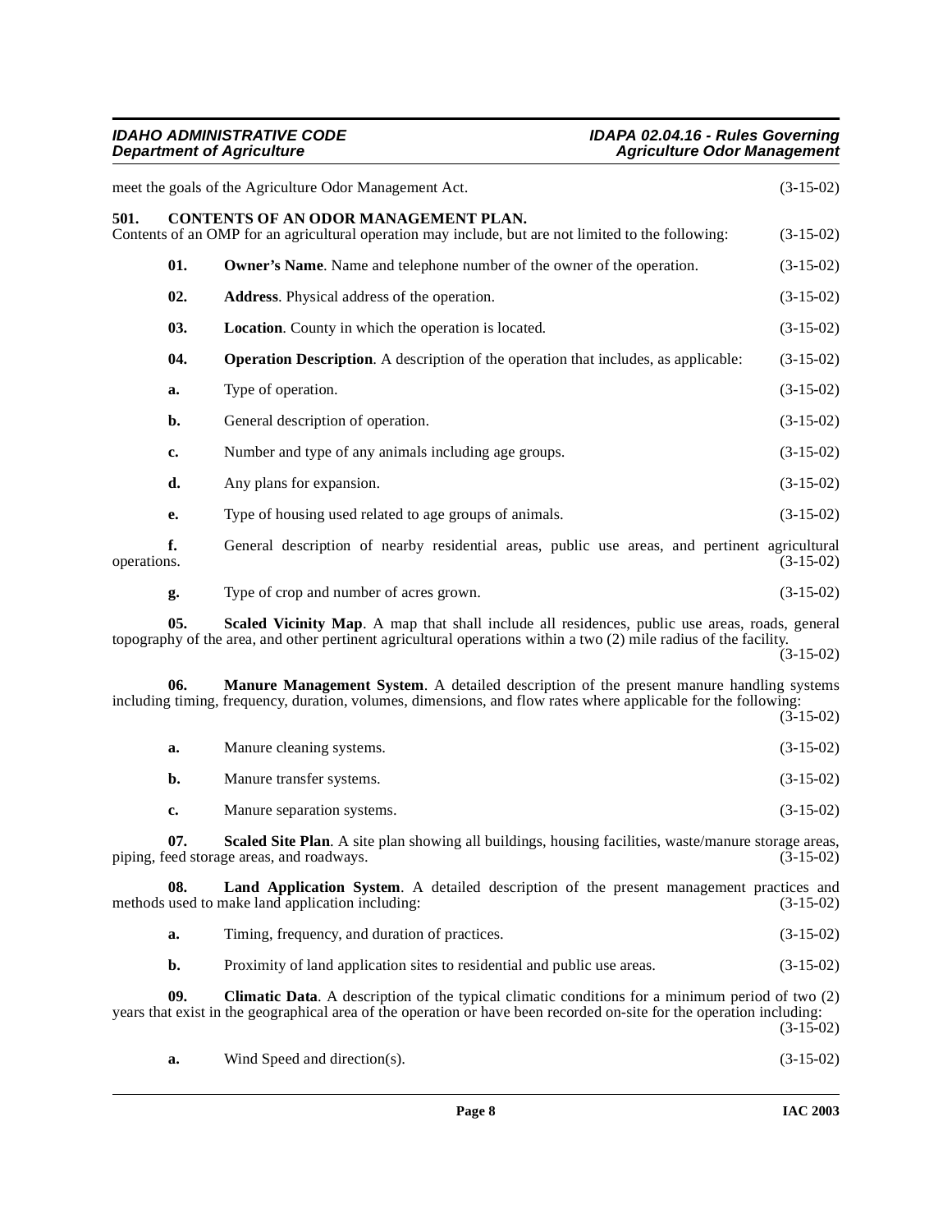meet the goals of the Agriculture Odor Management Act. (3-15-02)

**501. CONTENTS OF AN ODOR MANAGEMENT PLAN.**

Contents of an OMP for an agricultural operation may include, but are not limited to the following: (3-15-02)

**01. Owner's Name**. Name and telephone number of the owner of the operation. (3-15-02)

**02. Address**. Physical address of the operation. (3-15-02)

**03. Location**. County in which the operation is located. (3-15-02)

**04. Operation Description**. A description of the operation that includes, as applicable: (3-15-02)

**a.** Type of operation. (3-15-02)

**b.** General description of operation. (3-15-02)

**c.** Number and type of any animals including age groups. (3-15-02)

**d.** Any plans for expansion. (3-15-02)

**e.** Type of housing used related to age groups of animals. (3-15-02)

**f.** General description of nearby residential areas, public use areas, and pertinent agricultural operations. (3-15-02)

**g.** Type of crop and number of acres grown. (3-15-02)

**05. Scaled Vicinity Map**. A map that shall include all residences, public use areas, roads, general topography of the area, and other pertinent agricultural operations within a two (2) mile radius of the facility. (3-15-02)

**06. Manure Management System**. A detailed description of the present manure handling systems including timing, frequency, duration, volumes, dimensions, and flow rates where applicable for the following: (3-15-02)

**a.** Manure cleaning systems. (3-15-02)

**b.** Manure transfer systems. (3-15-02)

**c.** Manure separation systems. (3-15-02)

**07. Scaled Site Plan**. A site plan showing all buildings, housing facilities, waste/manure storage areas, piping, feed storage areas, and roadways. (3-15-02)

**08. Land Application System**. A detailed description of the present management practices and methods used to make land application including: (3-15-02)

**a.** Timing, frequency, and duration of practices. (3-15-02)

**b.** Proximity of land application sites to residential and public use areas. (3-15-02)

**09. Climatic Data**. A description of the typical climatic conditions for a minimum period of two (2) years that exist in the geographical area of the operation or have been recorded on-site for the operation including: (3-15-02)

**a.** Wind Speed and direction(s). (3-15-02)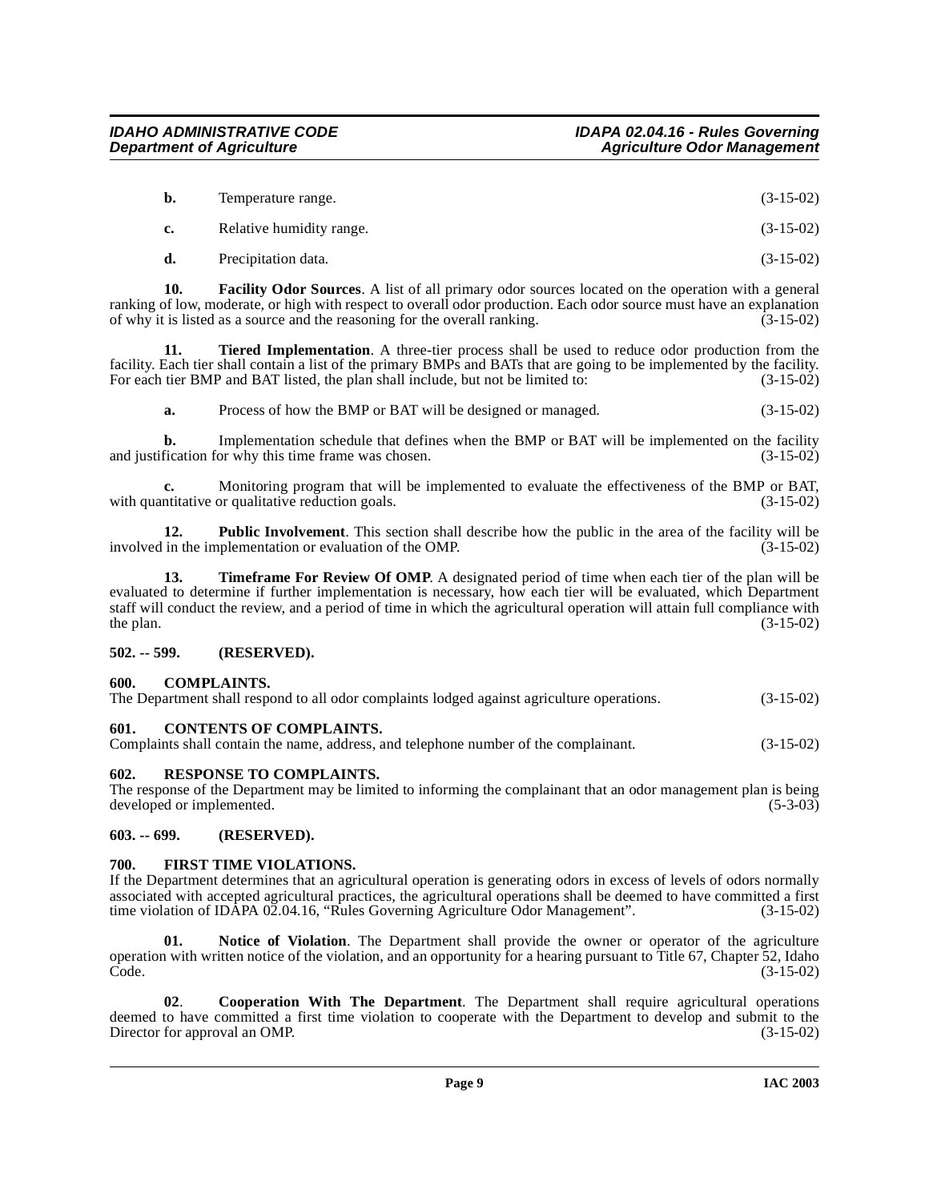**b.** Temperature range. (3-15-02)

**c.** Relative humidity range. (3-15-02)

**d.** Precipitation data. (3-15-02)

**10. Facility Odor Sources**. A list of all primary odor sources located on the operation with a general ranking of low, moderate, or high with respect to overall odor production. Each odor source must have an explanation of why it is listed as a source and the reasoning for the overall ranking. (3-15-02)

**11. Tiered Implementation**. A three-tier process shall be used to reduce odor production from the facility. Each tier shall contain a list of the primary BMPs and BATs that are going to be implemented by the facility. For each tier BMP and BAT listed, the plan shall include, but not be limited to: (3-15-02)

**a.** Process of how the BMP or BAT will be designed or managed. (3-15-02)

**b.** Implementation schedule that defines when the BMP or BAT will be implemented on the facility and justification for why this time frame was chosen. (3-15-02)

**c.** Monitoring program that will be implemented to evaluate the effectiveness of the BMP or BAT, with quantitative or qualitative reduction goals. (3-15-02)

**12. Public Involvement**. This section shall describe how the public in the area of the facility will be involved in the implementation or evaluation of the OMP. (3-15-02)

**13. Timeframe For Review Of OMP**. A designated period of time when each tier of the plan will be evaluated to determine if further implementation is necessary, how each tier will be evaluated, which Department staff will conduct the review, and a period of time in which the agricultural operation will attain full compliance with the plan. (3-15-02)

## 502. -- 599. (RESERVED).

## 600. COMPLAINTS.

The Department shall respond to all odor complaints lodged against agriculture operations. (3-15-02)

## 601. CONTENTS OF COMPLAINTS.

Complaints shall contain the name, address, and telephone number of the complainant. (3-15-02)

## 602. RESPONSE TO COMPLAINTS.

The response of the Department may be limited to informing the complainant that an odor management plan is being developed or implemented. (5-3-03)

## 603. -- 699. (RESERVED).

## 700. FIRST TIME VIOLATIONS.

If the Department determines that an agricultural operation is generating odors in excess of levels of odors normally associated with accepted agricultural practices, the agricultural operations shall be deemed to have committed a first time violation of IDAPA 02.04.16, "Rules Governing Agriculture Odor Management". (3-15-02)

**01. Notice of Violation**. The Department shall provide the owner or operator of the agriculture operation with written notice of the violation, and an opportunity for a hearing pursuant to Title 67, Chapter 52, Idaho Code. (3-15-02)

**02**. **Cooperation With The Department**. The Department shall require agricultural operations deemed to have committed a first time violation to cooperate with the Department to develop and submit to the Director for approval an OMP. (3-15-02)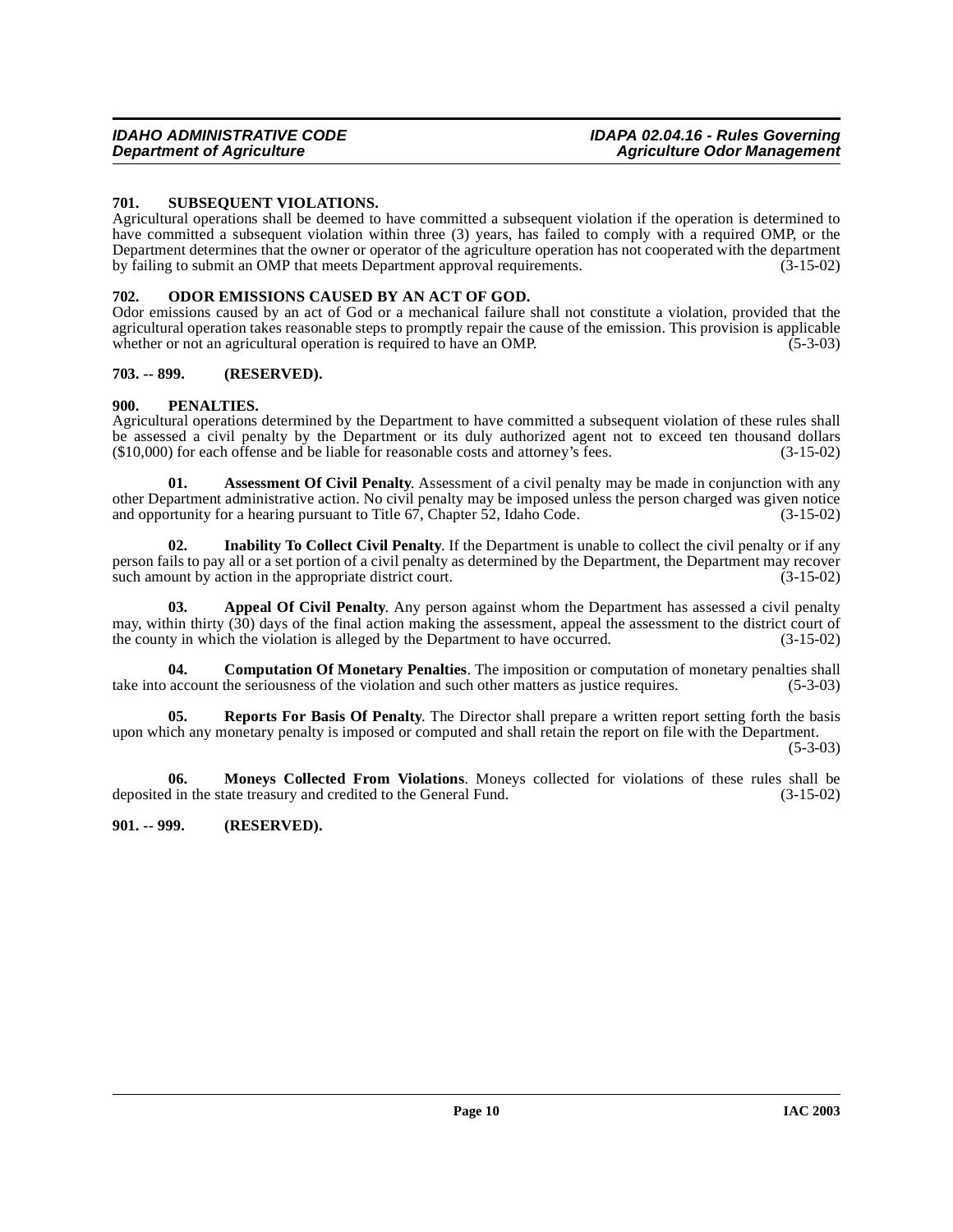### 701. SUBSEQUENT VIOLATIONS.

Agricultural operations shall be deemed to have committed a subsequent violation if the operation is determined to have committed a subsequent violation within three (3) years, has failed to comply with a required OMP, or the Department determines that the owner or operator of the agriculture operation has not cooperated with the department by failing to submit an OMP that meets Department approval requirements. (3-15-02)

### 702. ODOR EMISSIONS CAUSED BY AN ACT OF GOD.

Odor emissions caused by an act of God or a mechanical failure shall not constitute a violation, provided that the agricultural operation takes reasonable steps to promptly repair the cause of the emission. This provision is applicable whether or not an agricultural operation is required to have an OMP. (5-3-03)

### 703. -- 899. (RESERVED).

### 900. PENALTIES.

Agricultural operations determined by the Department to have committed a subsequent violation of these rules shall be assessed a civil penalty by the Department or its duly authorized agent not to exceed ten thousand dollars ($10,000) for each offense and be liable for reasonable costs and attorney's fees. (3-15-02)

**01. Assessment Of Civil Penalty**. Assessment of a civil penalty may be made in conjunction with any other Department administrative action. No civil penalty may be imposed unless the person charged was given notice and opportunity for a hearing pursuant to Title 67, Chapter 52, Idaho Code. (3-15-02)

**02. Inability To Collect Civil Penalty**. If the Department is unable to collect the civil penalty or if any person fails to pay all or a set portion of a civil penalty as determined by the Department, the Department may recover such amount by action in the appropriate district court. (3-15-02)

**03. Appeal Of Civil Penalty**. Any person against whom the Department has assessed a civil penalty may, within thirty (30) days of the final action making the assessment, appeal the assessment to the district court of the county in which the violation is alleged by the Department to have occurred. (3-15-02)

**04. Computation Of Monetary Penalties**. The imposition or computation of monetary penalties shall take into account the seriousness of the violation and such other matters as justice requires. (5-3-03)

**05. Reports For Basis Of Penalty**. The Director shall prepare a written report setting forth the basis upon which any monetary penalty is imposed or computed and shall retain the report on file with the Department. (5-3-03)

**06. Moneys Collected From Violations**. Moneys collected for violations of these rules shall be deposited in the state treasury and credited to the General Fund. (3-15-02)

### 901. -- 999. (RESERVED).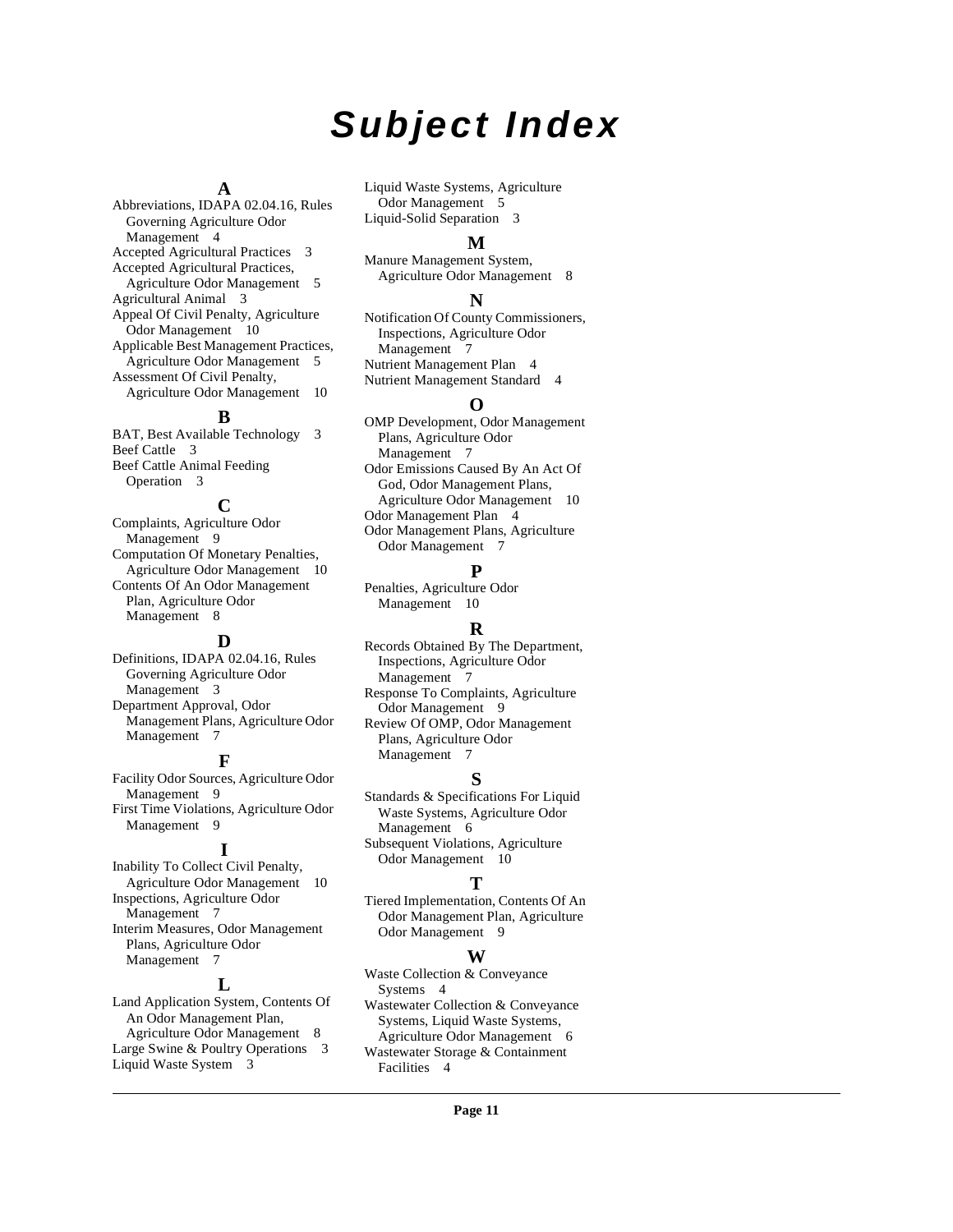# Subject Index

## A

Abbreviations, IDAPA 02.04.16, Rules Governing Agriculture Odor Management 4
Accepted Agricultural Practices 3
Accepted Agricultural Practices, Agriculture Odor Management 5
Agricultural Animal 3
Appeal Of Civil Penalty, Agriculture Odor Management 10
Applicable Best Management Practices, Agriculture Odor Management 5
Assessment Of Civil Penalty, Agriculture Odor Management 10

## B

BAT, Best Available Technology 3
Beef Cattle 3
Beef Cattle Animal Feeding Operation 3

## C

Complaints, Agriculture Odor Management 9
Computation Of Monetary Penalties, Agriculture Odor Management 10
Contents Of An Odor Management Plan, Agriculture Odor Management 8

## D

Definitions, IDAPA 02.04.16, Rules Governing Agriculture Odor Management 3
Department Approval, Odor Management Plans, Agriculture Odor Management 7

## F

Facility Odor Sources, Agriculture Odor Management 9
First Time Violations, Agriculture Odor Management 9

## I

Inability To Collect Civil Penalty, Agriculture Odor Management 10
Inspections, Agriculture Odor Management 7
Interim Measures, Odor Management Plans, Agriculture Odor Management 7

## L

Land Application System, Contents Of An Odor Management Plan, Agriculture Odor Management 8
Large Swine & Poultry Operations 3
Liquid Waste System 3
Liquid Waste Systems, Agriculture Odor Management 5
Liquid-Solid Separation 3

## M

Manure Management System, Agriculture Odor Management 8

## N

Notification Of County Commissioners, Inspections, Agriculture Odor Management 7
Nutrient Management Plan 4
Nutrient Management Standard 4

## O

OMP Development, Odor Management Plans, Agriculture Odor Management 7
Odor Emissions Caused By An Act Of God, Odor Management Plans, Agriculture Odor Management 10
Odor Management Plan 4
Odor Management Plans, Agriculture Odor Management 7

## P

Penalties, Agriculture Odor Management 10

## R

Records Obtained By The Department, Inspections, Agriculture Odor Management 7
Response To Complaints, Agriculture Odor Management 9
Review Of OMP, Odor Management Plans, Agriculture Odor Management 7

## S

Standards & Specifications For Liquid Waste Systems, Agriculture Odor Management 6
Subsequent Violations, Agriculture Odor Management 10

## T

Tiered Implementation, Contents Of An Odor Management Plan, Agriculture Odor Management 9

## W

Waste Collection & Conveyance Systems 4
Wastewater Collection & Conveyance Systems, Liquid Waste Systems, Agriculture Odor Management 6
Wastewater Storage & Containment Facilities 4